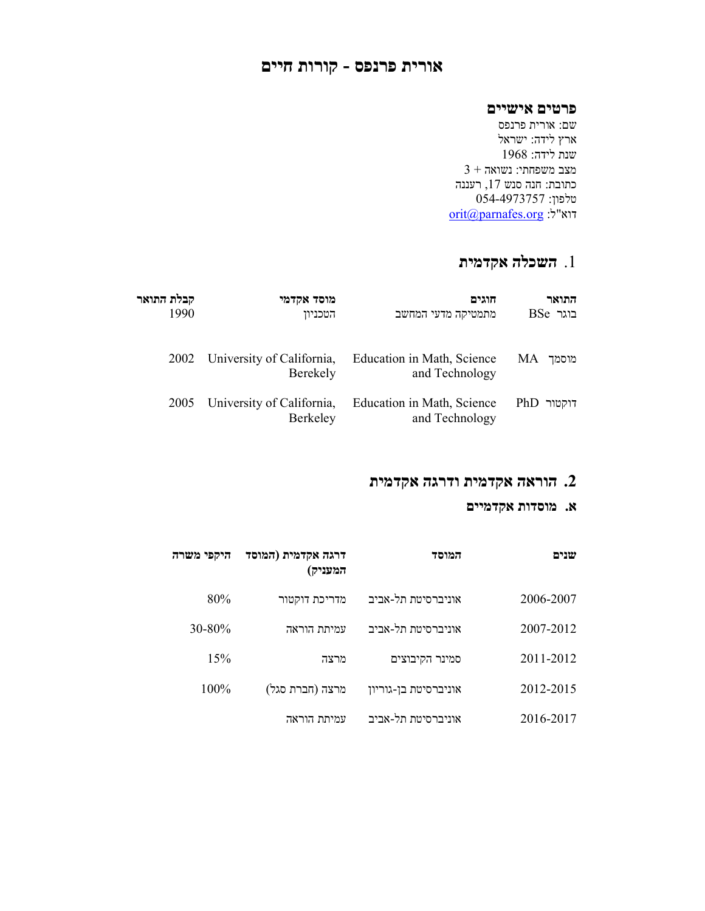# אורית פרנפס - קורות חיים

## פרטים אישיים

שם: אורית פרנפס
ארץ לידה: ישראל
שנת לידה: 1968
מצב משפחתי: נשואה + 3
כתובת: חנה סנש 17, רעננה
טלפון: 054-4973757
דוא"ל: orit@parnafes.org

## 1. השכלה אקדמית

| התואר | חוגים | מוסד אקדמי | קבלת התואר |
|---|---|---|---|
| בוגר BSe | מתמטיקה מדעי המחשב | הטכניון | 1990 |
| מוסמך MA | Education in Math, Science and Technology | University of California, Berekely | 2002 |
| דוקטור PhD | Education in Math, Science and Technology | University of California, Berkeley | 2005 |

## 2. הוראה אקדמית ודרגה אקדמית

### א. מוסדות אקדמיים

| שנים | המוסד | דרגה אקדמית (המוסד המעניק) | היקפי משרה |
|---|---|---|---|
| 2006-2007 | אוניברסיטת תל-אביב | מדריכת דוקטור | 80% |
| 2007-2012 | אוניברסיטת תל-אביב | עמיתת הוראה | 30-80% |
| 2011-2012 | סמינר הקיבוצים | מרצה | 15% |
| 2012-2015 | אוניברסיטת בן-גוריון | מרצה (חברת סגל) | 100% |
| 2016-2017 | אוניברסיטת תל-אביב | עמיתת הוראה | |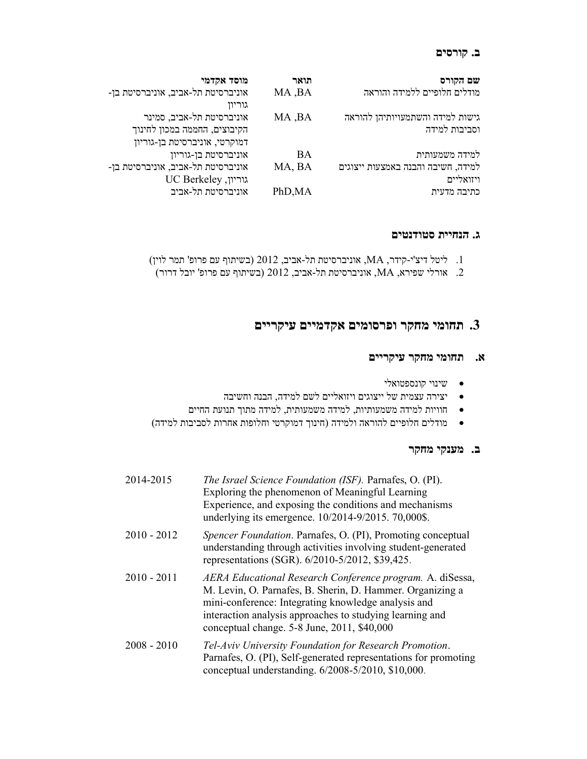### ב. קורסים

| שם הקורס | תואר | מוסד אקדמי |
|---|---|---|
| מודלים חלופיים ללמידה והוראה | MA ,BA | אוניברסיטת תל-אביב, אוניברסיטת בן-גוריון |
| גישות למידה והשתמעויותיהן להוראה וסביבות למידה | MA ,BA | אוניברסיטת תל-אביב, סמינר הקיבוצים, החממה במכון לחינוך דמוקרטי, אוניברסיטת בן-גוריון |
| למידה משמעותית | BA | אוניברסיטת בן-גוריון |
| למידה, חשיבה והבנה באמצעות ייצוגים ויזואליים | MA, BA | אוניברסיטת תל-אביב, אוניברסיטת בן-גוריון, UC Berkeley |
| כתיבה מדעית | PhD,MA | אוניברסיטת תל-אביב |

### ג. הנחיית סטודנטים

1. ליטל דיצ'י-קידר, MA, אוניברסיטת תל-אביב, 2012 (בשיתוף עם פרופ' תמר לוין)
2. אורלי שפירא, MA, אוניברסיטת תל-אביב, 2012 (בשיתוף עם פרופ' יובל דרור)

## 3. תחומי מחקר ופרסומים אקדמיים עיקריים

### א. תחומי מחקר עיקריים

- שינוי קונספטואלי
- יצירה עצמית של ייצוגים ויזואליים לשם למידה, הבנה וחשיבה
- חוויות למידה משמעותיות, למידה משמעותית, למידה מתוך תנועת החיים
- מודלים חלופיים להוראה ולמידה (חינוך דמוקרטי וחלופות אחרות לסביבות למידה)

### ב. מענקי מחקר

| | |
|---|---|
| 2014-2015 | *The Israel Science Foundation (ISF).* Parnafes, O. (PI). Exploring the phenomenon of Meaningful Learning Experience, and exposing the conditions and mechanisms underlying its emergence. 10/2014-9/2015. 70,000$. |
| 2010 - 2012 | *Spencer Foundation*. Parnafes, O. (PI), Promoting conceptual understanding through activities involving student-generated representations (SGR). 6/2010-5/2012, $39,425. |
| 2010 - 2011 | *AERA Educational Research Conference program.* A. diSessa, M. Levin, O. Parnafes, B. Sherin, D. Hammer. Organizing a mini-conference: Integrating knowledge analysis and interaction analysis approaches to studying learning and conceptual change. 5-8 June, 2011, $40,000 |
| 2008 - 2010 | *Tel-Aviv University Foundation for Research Promotion*. Parnafes, O. (PI), Self-generated representations for promoting conceptual understanding. 6/2008-5/2010, $10,000. |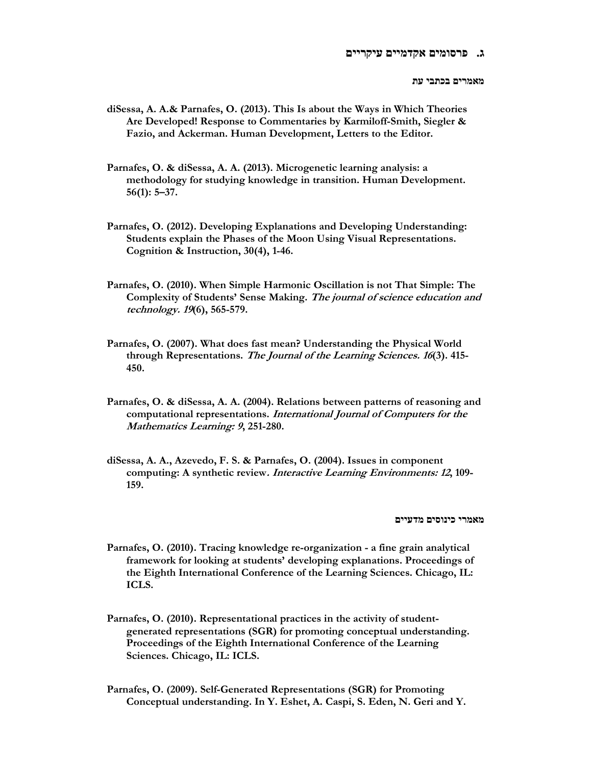## ג. פרסומים אקדמיים עיקריים

### מאמרים בכתבי עת

**diSessa, A. A.& Parnafes, O. (2013). This Is about the Ways in Which Theories Are Developed! Response to Commentaries by Karmiloff-Smith, Siegler & Fazio, and Ackerman. Human Development, Letters to the Editor.**

**Parnafes, O. & diSessa, A. A. (2013). Microgenetic learning analysis: a methodology for studying knowledge in transition. Human Development. 56(1): 5–37.**

**Parnafes, O. (2012). Developing Explanations and Developing Understanding: Students explain the Phases of the Moon Using Visual Representations. Cognition & Instruction, 30(4), 1-46.**

**Parnafes, O. (2010). When Simple Harmonic Oscillation is not That Simple: The Complexity of Students' Sense Making. *The journal of science education and technology. 19*(6), 565-579.**

**Parnafes, O. (2007). What does fast mean? Understanding the Physical World through Representations. *The Journal of the Learning Sciences. 16*(3). 415-450.**

**Parnafes, O. & diSessa, A. A. (2004). Relations between patterns of reasoning and computational representations. *International Journal of Computers for the Mathematics Learning: 9*, 251-280.**

**diSessa, A. A., Azevedo, F. S. & Parnafes, O. (2004). Issues in component computing: A synthetic review*. Interactive Learning Environments: 12*, 109-159.**

### מאמרי כינוסים מדעיים

**Parnafes, O. (2010). Tracing knowledge re-organization - a fine grain analytical framework for looking at students' developing explanations. Proceedings of the Eighth International Conference of the Learning Sciences. Chicago, IL: ICLS.**

**Parnafes, O. (2010). Representational practices in the activity of student-generated representations (SGR) for promoting conceptual understanding. Proceedings of the Eighth International Conference of the Learning Sciences. Chicago, IL: ICLS.**

**Parnafes, O. (2009). Self-Generated Representations (SGR) for Promoting Conceptual understanding. In Y. Eshet, A. Caspi, S. Eden, N. Geri and Y.**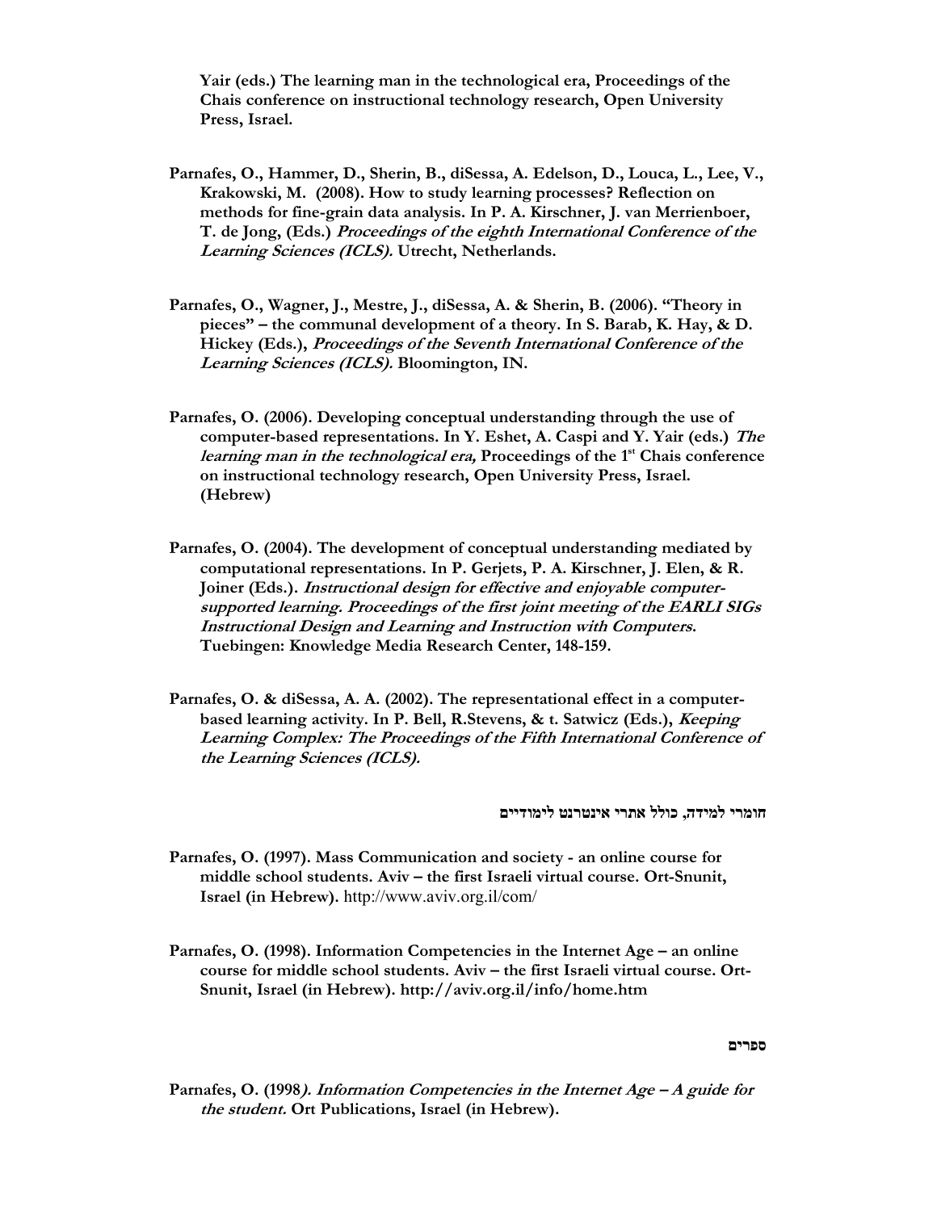**Yair (eds.) The learning man in the technological era, Proceedings of the Chais conference on instructional technology research, Open University Press, Israel.**

**Parnafes, O., Hammer, D., Sherin, B., diSessa, A. Edelson, D., Louca, L., Lee, V., Krakowski, M. (2008). How to study learning processes? Reflection on methods for fine-grain data analysis. In P. A. Kirschner, J. van Merrienboer, T. de Jong, (Eds.) *Proceedings of the eighth International Conference of the Learning Sciences (ICLS).* Utrecht, Netherlands.**

**Parnafes, O., Wagner, J., Mestre, J., diSessa, A. & Sherin, B. (2006). "Theory in pieces" – the communal development of a theory. In S. Barab, K. Hay, & D. Hickey (Eds.), *Proceedings of the Seventh International Conference of the Learning Sciences (ICLS).* Bloomington, IN.**

**Parnafes, O. (2006). Developing conceptual understanding through the use of computer-based representations. In Y. Eshet, A. Caspi and Y. Yair (eds.) *The learning man in the technological era,* Proceedings of the 1st Chais conference on instructional technology research, Open University Press, Israel. (Hebrew)**

**Parnafes, O. (2004). The development of conceptual understanding mediated by computational representations. In P. Gerjets, P. A. Kirschner, J. Elen, & R. Joiner (Eds.). *Instructional design for effective and enjoyable computer-supported learning. Proceedings of the first joint meeting of the EARLI SIGs Instructional Design and Learning and Instruction with Computers.* Tuebingen: Knowledge Media Research Center, 148-159.**

**Parnafes, O. & diSessa, A. A. (2002). The representational effect in a computer-based learning activity. In P. Bell, R.Stevens, & t. Satwicz (Eds.), *Keeping Learning Complex: The Proceedings of the Fifth International Conference of the Learning Sciences (ICLS).***

**חומרי למידה, כולל אתרי אינטרנט לימודיים**

**Parnafes, O. (1997). Mass Communication and society - an online course for middle school students. Aviv – the first Israeli virtual course. Ort-Snunit, Israel (in Hebrew).** http://www.aviv.org.il/com/

**Parnafes, O. (1998). Information Competencies in the Internet Age – an online course for middle school students. Aviv – the first Israeli virtual course. Ort-Snunit, Israel (in Hebrew). http://aviv.org.il/info/home.htm**

**ספרים**

**Parnafes, O. (1998). *Information Competencies in the Internet Age – A guide for the student.* Ort Publications, Israel (in Hebrew).**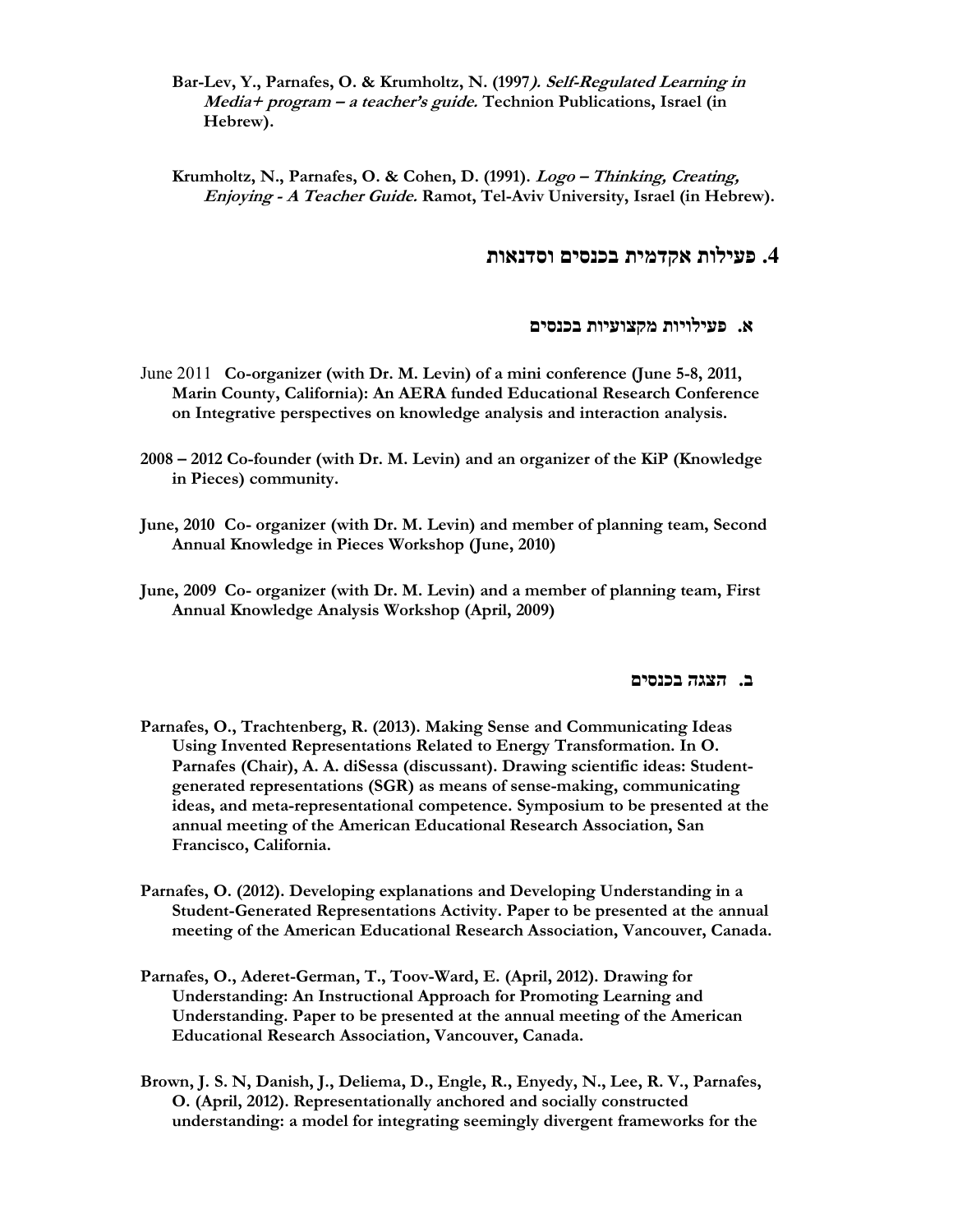**Bar-Lev, Y., Parnafes, O. & Krumholtz, N. (1997*). Self-Regulated Learning in Media+ program – a teacher's guide.* Technion Publications, Israel (in Hebrew).**

**Krumholtz, N., Parnafes, O. & Cohen, D. (1991). *Logo – Thinking, Creating, Enjoying - A Teacher Guide.* Ramot, Tel-Aviv University, Israel (in Hebrew).**

## 4. פעילות אקדמית בכנסים וסדנאות

### א. פעילויות מקצועיות בכנסים

June 2011 **Co-organizer (with Dr. M. Levin) of a mini conference (June 5-8, 2011, Marin County, California): An AERA funded Educational Research Conference on Integrative perspectives on knowledge analysis and interaction analysis.**

**2008 – 2012 Co-founder (with Dr. M. Levin) and an organizer of the KiP (Knowledge in Pieces) community.**

**June, 2010 Co- organizer (with Dr. M. Levin) and member of planning team, Second Annual Knowledge in Pieces Workshop (June, 2010)**

**June, 2009 Co- organizer (with Dr. M. Levin) and a member of planning team, First Annual Knowledge Analysis Workshop (April, 2009)**

### ב. הצגה בכנסים

**Parnafes, O., Trachtenberg, R. (2013). Making Sense and Communicating Ideas Using Invented Representations Related to Energy Transformation. In O. Parnafes (Chair), A. A. diSessa (discussant). Drawing scientific ideas: Student-generated representations (SGR) as means of sense-making, communicating ideas, and meta-representational competence. Symposium to be presented at the annual meeting of the American Educational Research Association, San Francisco, California.**

**Parnafes, O. (2012). Developing explanations and Developing Understanding in a Student-Generated Representations Activity. Paper to be presented at the annual meeting of the American Educational Research Association, Vancouver, Canada.**

**Parnafes, O., Aderet-German, T., Toov-Ward, E. (April, 2012). Drawing for Understanding: An Instructional Approach for Promoting Learning and Understanding. Paper to be presented at the annual meeting of the American Educational Research Association, Vancouver, Canada.**

**Brown, J. S. N, Danish, J., Deliema, D., Engle, R., Enyedy, N., Lee, R. V., Parnafes, O. (April, 2012). Representationally anchored and socially constructed understanding: a model for integrating seemingly divergent frameworks for the**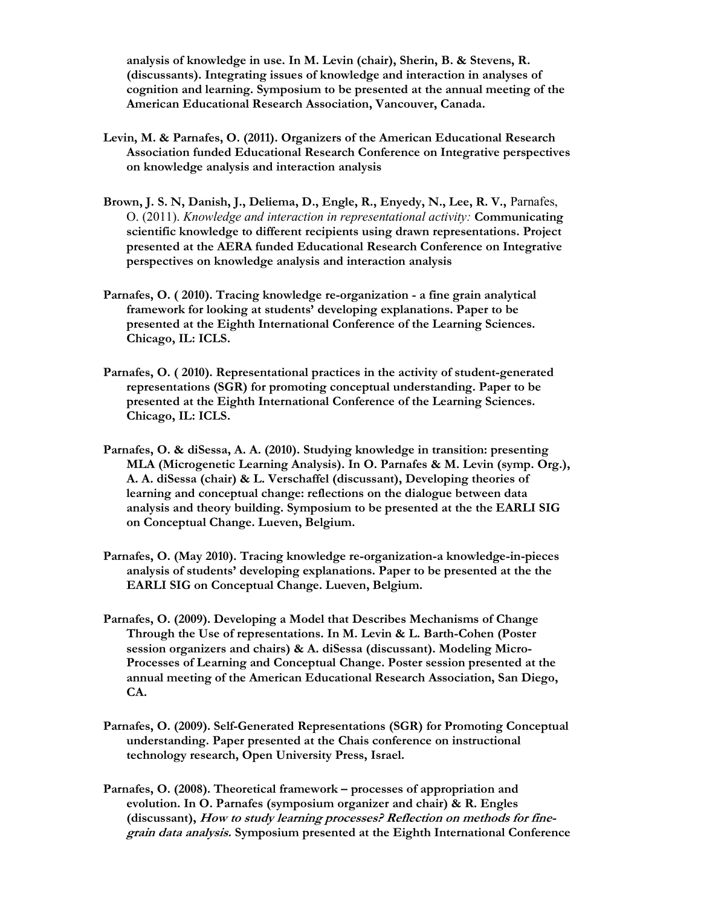**analysis of knowledge in use. In M. Levin (chair), Sherin, B. & Stevens, R. (discussants). Integrating issues of knowledge and interaction in analyses of cognition and learning. Symposium to be presented at the annual meeting of the American Educational Research Association, Vancouver, Canada.**

**Levin, M. & Parnafes, O. (2011). Organizers of the American Educational Research Association funded Educational Research Conference on Integrative perspectives on knowledge analysis and interaction analysis**

**Brown, J. S. N, Danish, J., Deliema, D., Engle, R., Enyedy, N., Lee, R. V.,** Parnafes, O. (2011). *Knowledge and interaction in representational activity:* **Communicating scientific knowledge to different recipients using drawn representations. Project presented at the AERA funded Educational Research Conference on Integrative perspectives on knowledge analysis and interaction analysis**

**Parnafes, O. ( 2010). Tracing knowledge re-organization - a fine grain analytical framework for looking at students' developing explanations. Paper to be presented at the Eighth International Conference of the Learning Sciences. Chicago, IL: ICLS.**

**Parnafes, O. ( 2010). Representational practices in the activity of student-generated representations (SGR) for promoting conceptual understanding. Paper to be presented at the Eighth International Conference of the Learning Sciences. Chicago, IL: ICLS.**

**Parnafes, O. & diSessa, A. A. (2010). Studying knowledge in transition: presenting MLA (Microgenetic Learning Analysis). In O. Parnafes & M. Levin (symp. Org.), A. A. diSessa (chair) & L. Verschaffel (discussant), Developing theories of learning and conceptual change: reflections on the dialogue between data analysis and theory building. Symposium to be presented at the the EARLI SIG on Conceptual Change. Lueven, Belgium.**

**Parnafes, O. (May 2010). Tracing knowledge re-organization-a knowledge-in-pieces analysis of students' developing explanations. Paper to be presented at the the EARLI SIG on Conceptual Change. Lueven, Belgium.**

**Parnafes, O. (2009). Developing a Model that Describes Mechanisms of Change Through the Use of representations. In M. Levin & L. Barth-Cohen (Poster session organizers and chairs) & A. diSessa (discussant). Modeling Micro-Processes of Learning and Conceptual Change. Poster session presented at the annual meeting of the American Educational Research Association, San Diego, CA.**

**Parnafes, O. (2009). Self-Generated Representations (SGR) for Promoting Conceptual understanding. Paper presented at the Chais conference on instructional technology research, Open University Press, Israel.**

**Parnafes, O. (2008). Theoretical framework – processes of appropriation and evolution. In O. Parnafes (symposium organizer and chair) & R. Engles (discussant), *How to study learning processes? Reflection on methods for fine-grain data analysis.* Symposium presented at the Eighth International Conference**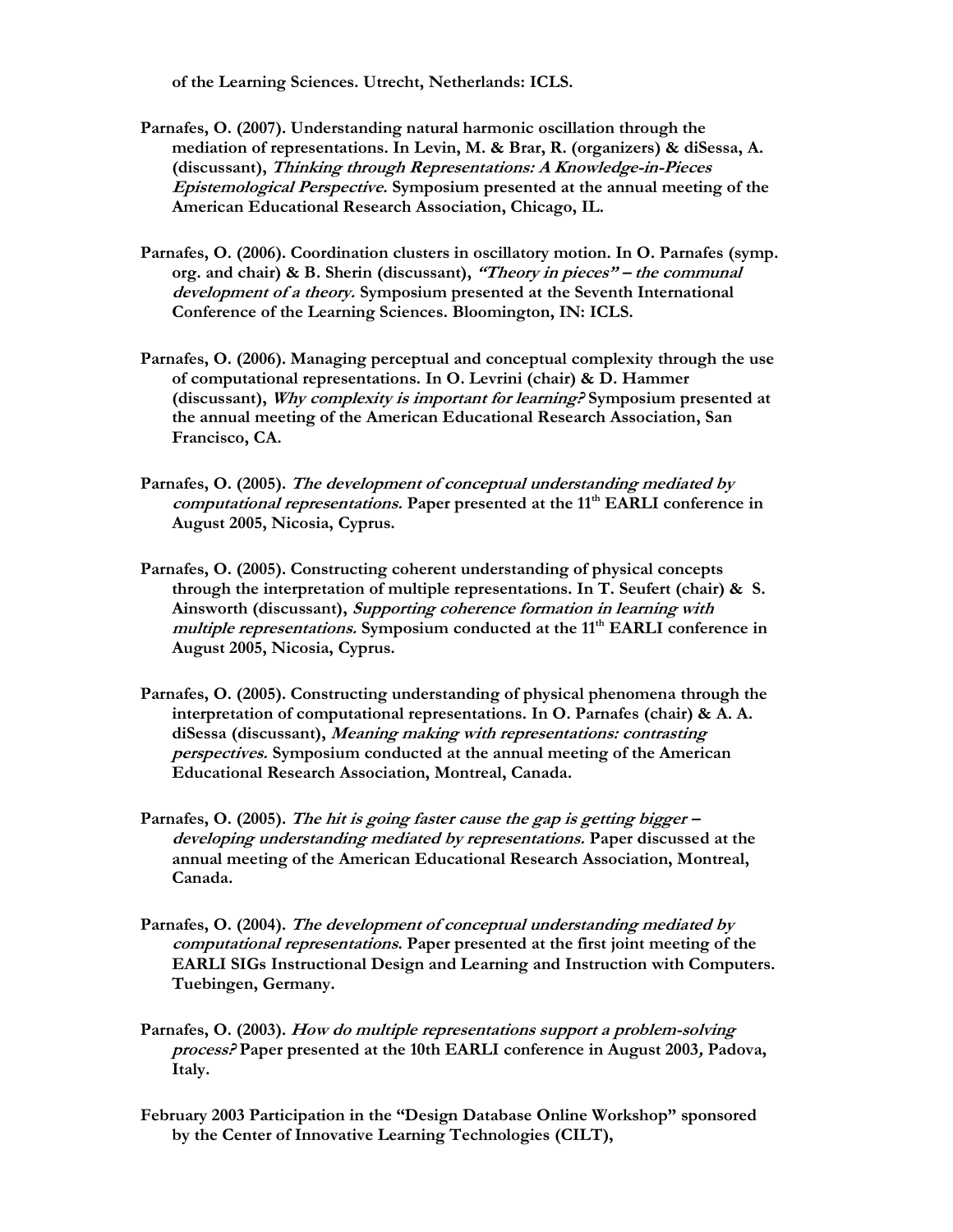**of the Learning Sciences. Utrecht, Netherlands: ICLS.**

**Parnafes, O. (2007). Understanding natural harmonic oscillation through the mediation of representations. In Levin, M. & Brar, R. (organizers) & diSessa, A. (discussant), *Thinking through Representations: A Knowledge-in-Pieces Epistemological Perspective.* Symposium presented at the annual meeting of the American Educational Research Association, Chicago, IL.**

**Parnafes, O. (2006). Coordination clusters in oscillatory motion. In O. Parnafes (symp. org. and chair) & B. Sherin (discussant), *"Theory in pieces" – the communal development of a theory.* Symposium presented at the Seventh International Conference of the Learning Sciences. Bloomington, IN: ICLS.**

**Parnafes, O. (2006). Managing perceptual and conceptual complexity through the use of computational representations. In O. Levrini (chair) & D. Hammer (discussant), *Why complexity is important for learning?* Symposium presented at the annual meeting of the American Educational Research Association, San Francisco, CA.**

**Parnafes, O. (2005). *The development of conceptual understanding mediated by computational representations.* Paper presented at the 11th EARLI conference in August 2005, Nicosia, Cyprus.**

**Parnafes, O. (2005). Constructing coherent understanding of physical concepts through the interpretation of multiple representations. In T. Seufert (chair) & S. Ainsworth (discussant), *Supporting coherence formation in learning with multiple representations.* Symposium conducted at the 11th EARLI conference in August 2005, Nicosia, Cyprus.**

**Parnafes, O. (2005). Constructing understanding of physical phenomena through the interpretation of computational representations. In O. Parnafes (chair) & A. A. diSessa (discussant), *Meaning making with representations: contrasting perspectives.* Symposium conducted at the annual meeting of the American Educational Research Association, Montreal, Canada.**

**Parnafes, O. (2005). *The hit is going faster cause the gap is getting bigger – developing understanding mediated by representations.* Paper discussed at the annual meeting of the American Educational Research Association, Montreal, Canada.**

**Parnafes, O. (2004). *The development of conceptual understanding mediated by computational representations*. Paper presented at the first joint meeting of the EARLI SIGs Instructional Design and Learning and Instruction with Computers. Tuebingen, Germany.**

**Parnafes, O. (2003). *How do multiple representations support a problem-solving process?* Paper presented at the 10th EARLI conference in August 2003*,* Padova, Italy.**

**February 2003 Participation in the "Design Database Online Workshop" sponsored by the Center of Innovative Learning Technologies (CILT),**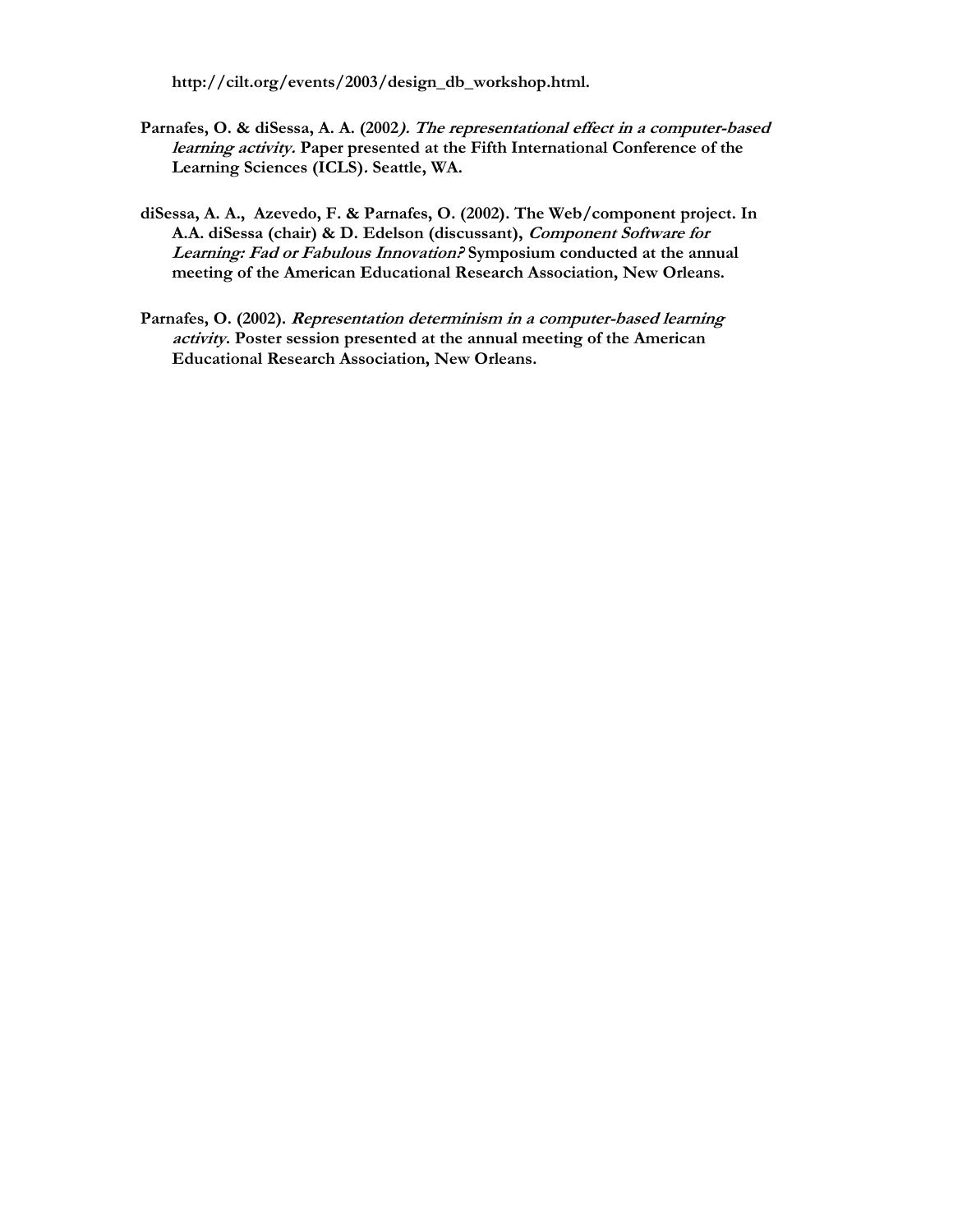http://cilt.org/events/2003/design_db_workshop.html.

**Parnafes, O. & diSessa, A. A. (2002*). The representational effect in a computer-based learning activity.* Paper presented at the Fifth International Conference of the Learning Sciences (ICLS). Seattle, WA.**

**diSessa, A. A., Azevedo, F. & Parnafes, O. (2002). The Web/component project. In A.A. diSessa (chair) & D. Edelson (discussant), *Component Software for Learning: Fad or Fabulous Innovation?* Symposium conducted at the annual meeting of the American Educational Research Association, New Orleans.**

**Parnafes, O. (2002). *Representation determinism in a computer-based learning activity*. Poster session presented at the annual meeting of the American Educational Research Association, New Orleans.**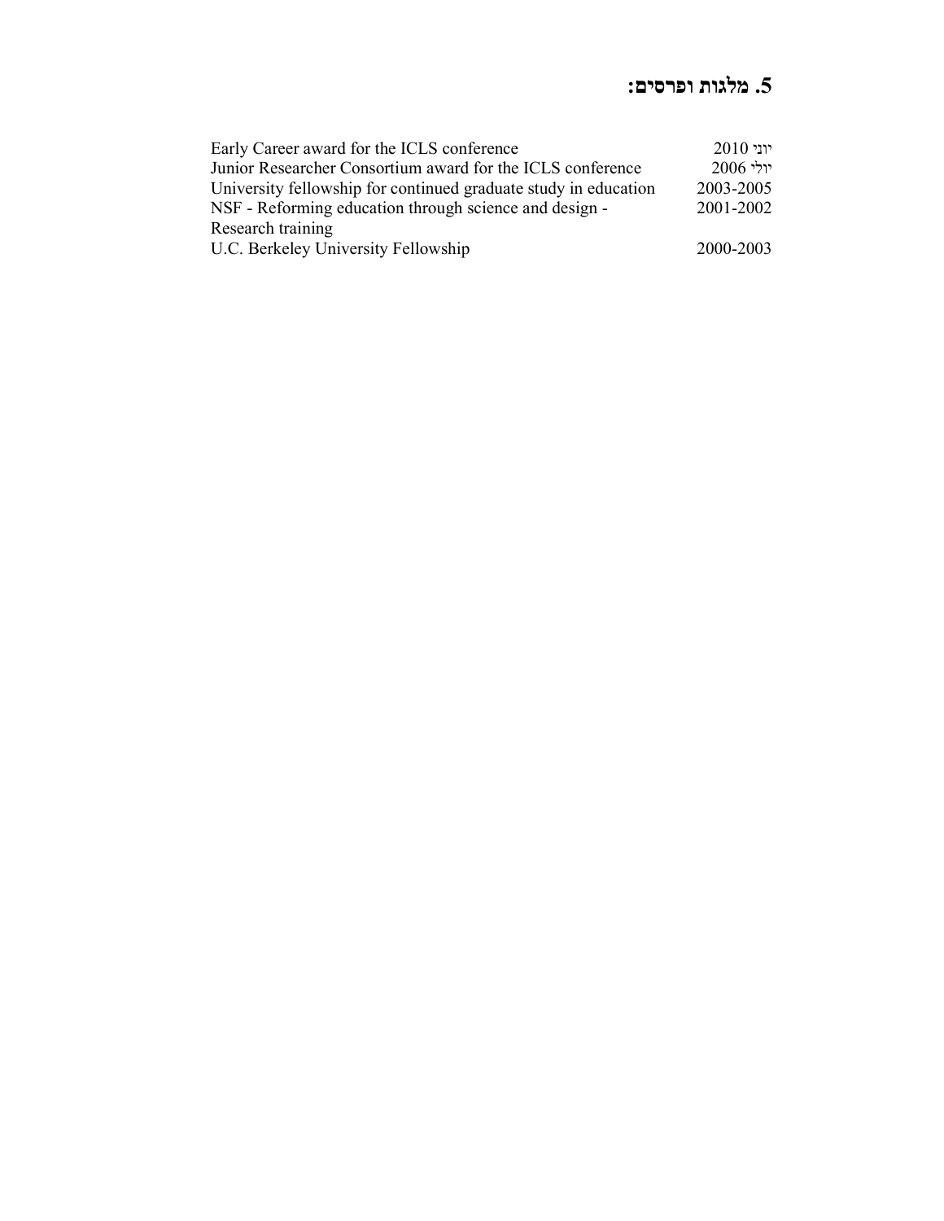## 5. מלגות ופרסים:

| | |
|---|---|
| Early Career award for the ICLS conference | יוני 2010 |
| Junior Researcher Consortium award for the ICLS conference | יולי 2006 |
| University fellowship for continued graduate study in education | 2003-2005 |
| NSF - Reforming education through science and design - Research training | 2001-2002 |
| U.C. Berkeley University Fellowship | 2000-2003 |